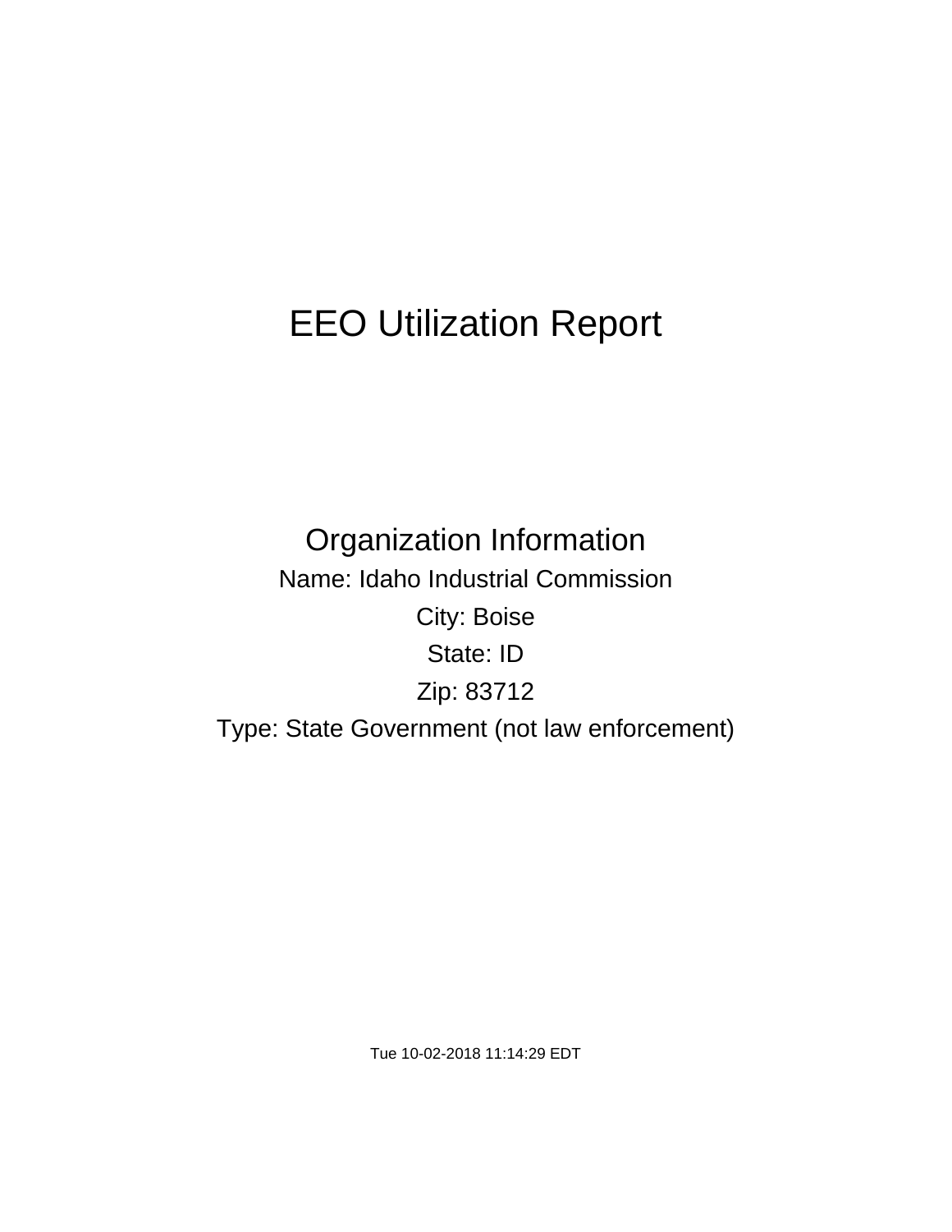# EEO Utilization Report

## Organization Information

Name: Idaho Industrial Commission

City: Boise

State: ID

Zip: 83712

Type: State Government (not law enforcement)

Tue 10-02-2018 11:14:29 EDT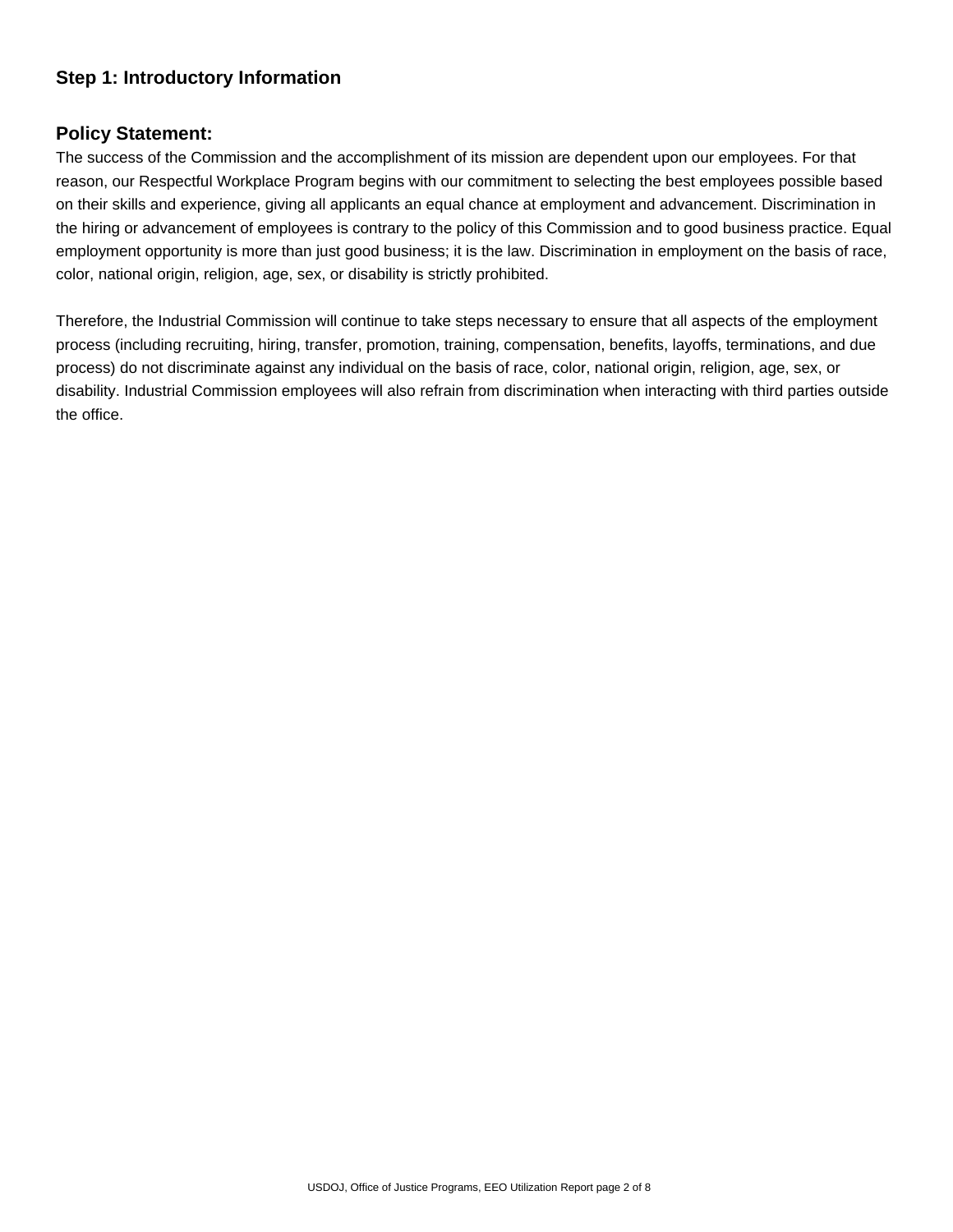## Step 1: Introductory Information

### Policy Statement:

The success of the Commission and the accomplishment of its mission are dependent upon our employees. For that reason, our Respectful Workplace Program begins with our commitment to selecting the best employees possible based on their skills and experience, giving all applicants an equal chance at employment and advancement. Discrimination in the hiring or advancement of employees is contrary to the policy of this Commission and to good business practice. Equal employment opportunity is more than just good business; it is the law. Discrimination in employment on the basis of race, color, national origin, religion, age, sex, or disability is strictly prohibited.

Therefore, the Industrial Commission will continue to take steps necessary to ensure that all aspects of the employment process (including recruiting, hiring, transfer, promotion, training, compensation, benefits, layoffs, terminations, and due process) do not discriminate against any individual on the basis of race, color, national origin, religion, age, sex, or disability. Industrial Commission employees will also refrain from discrimination when interacting with third parties outside the office.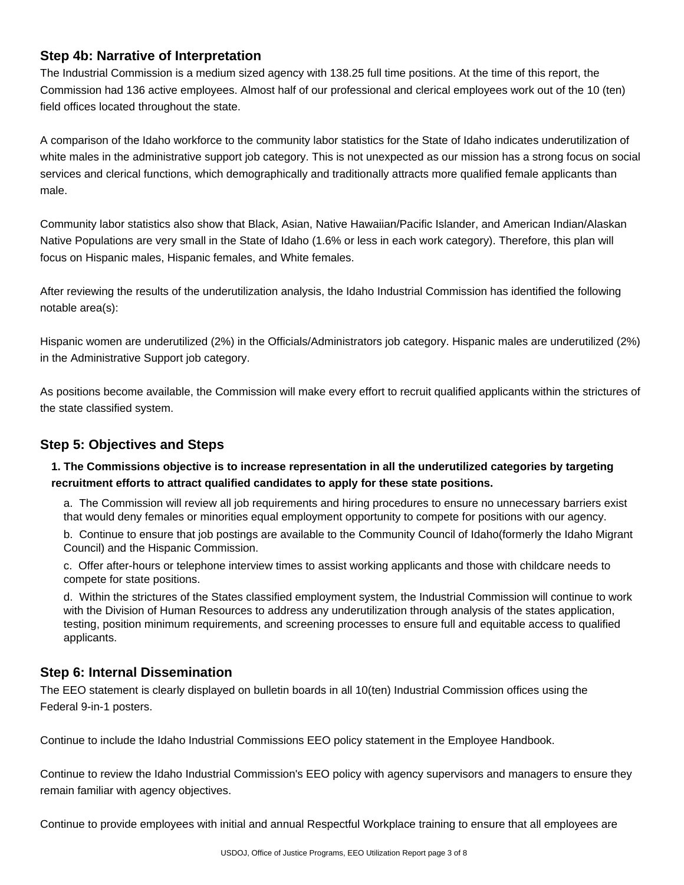## Step 4b: Narrative of Interpretation

The Industrial Commission is a medium sized agency with 138.25 full time positions. At the time of this report, the Commission had 136 active employees. Almost half of our professional and clerical employees work out of the 10 (ten) field offices located throughout the state.

A comparison of the Idaho workforce to the community labor statistics for the State of Idaho indicates underutilization of white males in the administrative support job category. This is not unexpected as our mission has a strong focus on social services and clerical functions, which demographically and traditionally attracts more qualified female applicants than male.

Community labor statistics also show that Black, Asian, Native Hawaiian/Pacific Islander, and American Indian/Alaskan Native Populations are very small in the State of Idaho (1.6% or less in each work category). Therefore, this plan will focus on Hispanic males, Hispanic females, and White females.

After reviewing the results of the underutilization analysis, the Idaho Industrial Commission has identified the following notable area(s):

Hispanic women are underutilized (2%) in the Officials/Administrators job category. Hispanic males are underutilized (2%) in the Administrative Support job category.

As positions become available, the Commission will make every effort to recruit qualified applicants within the strictures of the state classified system.

## Step 5: Objectives and Steps

**1. The Commissions objective is to increase representation in all the underutilized categories by targeting recruitment efforts to attract qualified candidates to apply for these state positions.**

a. The Commission will review all job requirements and hiring procedures to ensure no unnecessary barriers exist that would deny females or minorities equal employment opportunity to compete for positions with our agency.

b. Continue to ensure that job postings are available to the Community Council of Idaho(formerly the Idaho Migrant Council) and the Hispanic Commission.

c. Offer after-hours or telephone interview times to assist working applicants and those with childcare needs to compete for state positions.

d. Within the strictures of the States classified employment system, the Industrial Commission will continue to work with the Division of Human Resources to address any underutilization through analysis of the states application, testing, position minimum requirements, and screening processes to ensure full and equitable access to qualified applicants.

## Step 6: Internal Dissemination

The EEO statement is clearly displayed on bulletin boards in all 10(ten) Industrial Commission offices using the Federal 9-in-1 posters.

Continue to include the Idaho Industrial Commissions EEO policy statement in the Employee Handbook.

Continue to review the Idaho Industrial Commission's EEO policy with agency supervisors and managers to ensure they remain familiar with agency objectives.

Continue to provide employees with initial and annual Respectful Workplace training to ensure that all employees are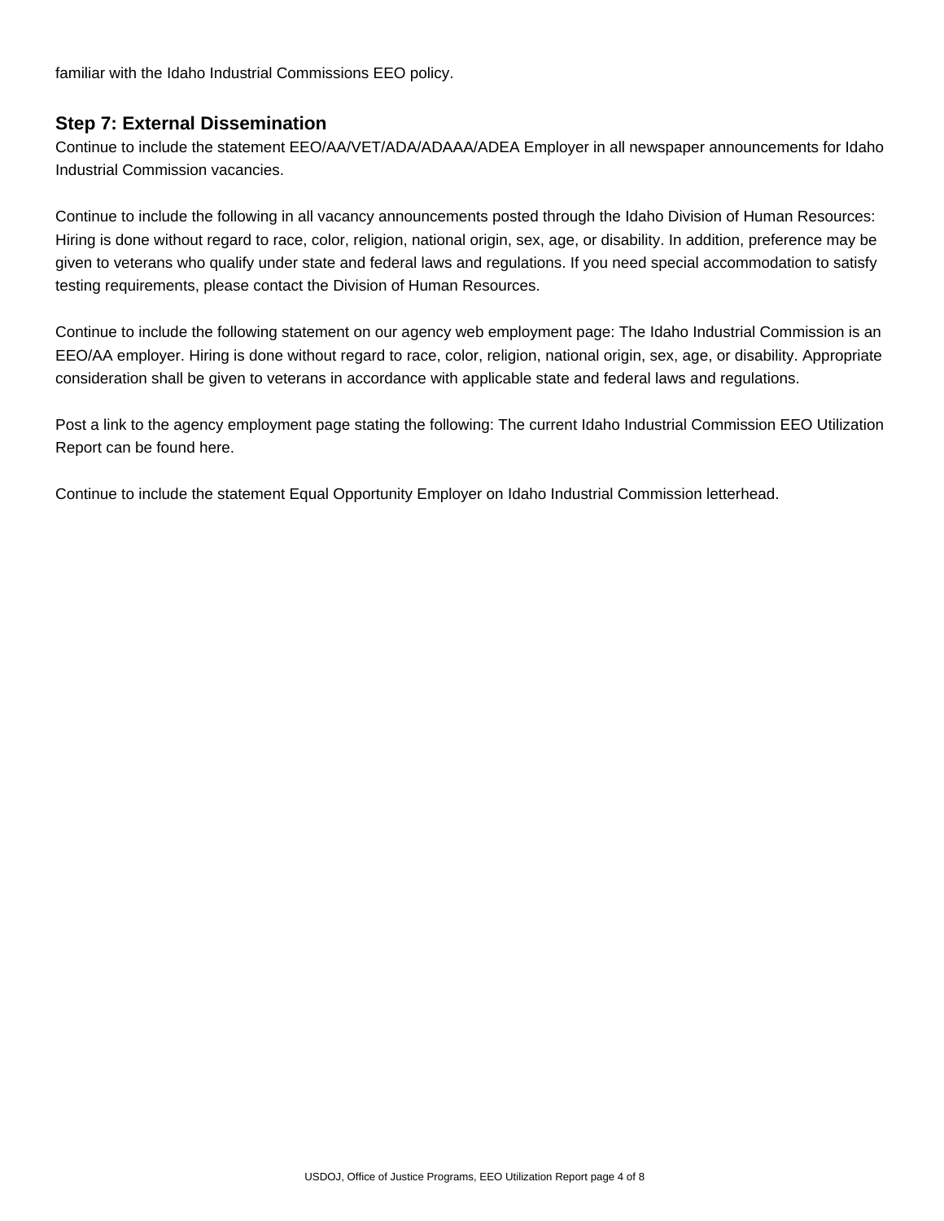familiar with the Idaho Industrial Commissions EEO policy.

### Step 7: External Dissemination

Continue to include the statement EEO/AA/VET/ADA/ADAAA/ADEA Employer in all newspaper announcements for Idaho Industrial Commission vacancies.

Continue to include the following in all vacancy announcements posted through the Idaho Division of Human Resources: Hiring is done without regard to race, color, religion, national origin, sex, age, or disability. In addition, preference may be given to veterans who qualify under state and federal laws and regulations. If you need special accommodation to satisfy testing requirements, please contact the Division of Human Resources.

Continue to include the following statement on our agency web employment page: The Idaho Industrial Commission is an EEO/AA employer. Hiring is done without regard to race, color, religion, national origin, sex, age, or disability. Appropriate consideration shall be given to veterans in accordance with applicable state and federal laws and regulations.

Post a link to the agency employment page stating the following: The current Idaho Industrial Commission EEO Utilization Report can be found here.

Continue to include the statement Equal Opportunity Employer on Idaho Industrial Commission letterhead.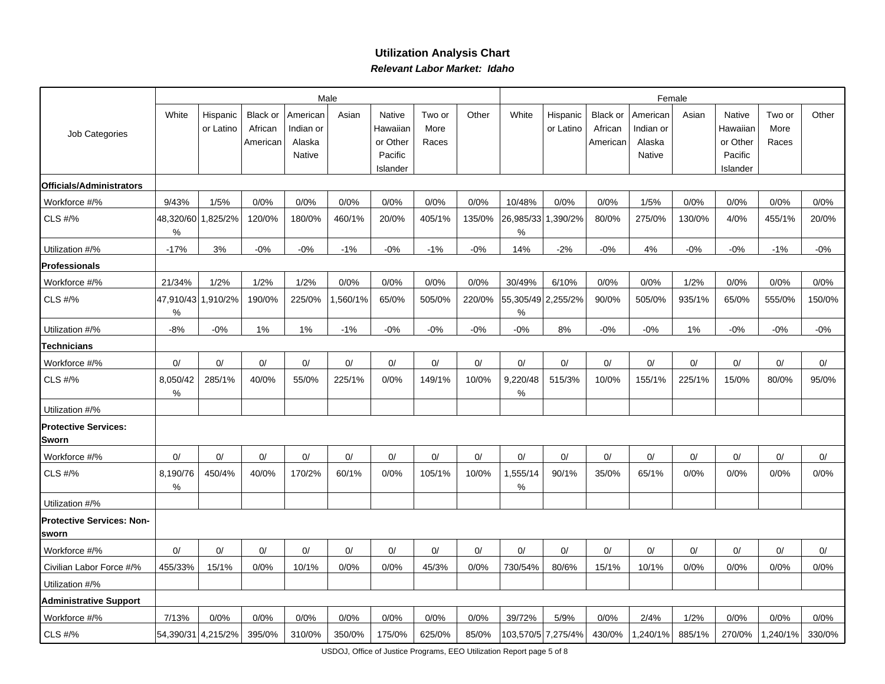## Utilization Analysis Chart

***Relevant Labor Market: Idaho***

| Job Categories | Male | | | | | | | | Female | | | | | | | |
|---|---|---|---|---|---|---|---|---|---|---|---|---|---|---|---|---|
| | White | Hispanic or Latino | Black or African American | American Indian or Alaska Native | Asian | Native Hawaiian or Other Pacific Islander | Two or More Races | Other | White | Hispanic or Latino | Black or African American | American Indian or Alaska Native | Asian | Native Hawaiian or Other Pacific Islander | Two or More Races | Other |
| **Officials/Administrators** | | | | | | | | | | | | | | | | |
| Workforce #/% | 9/43% | 1/5% | 0/0% | 0/0% | 0/0% | 0/0% | 0/0% | 0/0% | 10/48% | 0/0% | 0/0% | 1/5% | 0/0% | 0/0% | 0/0% | 0/0% |
| CLS #/% | 48,320/60% | 1,825/2% | 120/0% | 180/0% | 460/1% | 20/0% | 405/1% | 135/0% | 26,985/33% | 1,390/2% | 80/0% | 275/0% | 130/0% | 4/0% | 455/1% | 20/0% |
| Utilization #/% | -17% | 3% | -0% | -0% | -1% | -0% | -1% | -0% | 14% | -2% | -0% | 4% | -0% | -0% | -1% | -0% |
| **Professionals** | | | | | | | | | | | | | | | | |
| Workforce #/% | 21/34% | 1/2% | 1/2% | 1/2% | 0/0% | 0/0% | 0/0% | 0/0% | 30/49% | 6/10% | 0/0% | 0/0% | 1/2% | 0/0% | 0/0% | 0/0% |
| CLS #/% | 47,910/43% | 1,910/2% | 190/0% | 225/0% | 1,560/1% | 65/0% | 505/0% | 220/0% | 55,305/49% | 2,255/2% | 90/0% | 505/0% | 935/1% | 65/0% | 555/0% | 150/0% |
| Utilization #/% | -8% | -0% | 1% | 1% | -1% | -0% | -0% | -0% | -0% | 8% | -0% | -0% | 1% | -0% | -0% | -0% |
| **Technicians** | | | | | | | | | | | | | | | | |
| Workforce #/% | 0/ | 0/ | 0/ | 0/ | 0/ | 0/ | 0/ | 0/ | 0/ | 0/ | 0/ | 0/ | 0/ | 0/ | 0/ | 0/ |
| CLS #/% | 8,050/42% | 285/1% | 40/0% | 55/0% | 225/1% | 0/0% | 149/1% | 10/0% | 9,220/48% | 515/3% | 10/0% | 155/1% | 225/1% | 15/0% | 80/0% | 95/0% |
| Utilization #/% | | | | | | | | | | | | | | | | |
| **Protective Services: Sworn** | | | | | | | | | | | | | | | | |
| Workforce #/% | 0/ | 0/ | 0/ | 0/ | 0/ | 0/ | 0/ | 0/ | 0/ | 0/ | 0/ | 0/ | 0/ | 0/ | 0/ | 0/ |
| CLS #/% | 8,190/76% | 450/4% | 40/0% | 170/2% | 60/1% | 0/0% | 105/1% | 10/0% | 1,555/14% | 90/1% | 35/0% | 65/1% | 0/0% | 0/0% | 0/0% | 0/0% |
| Utilization #/% | | | | | | | | | | | | | | | | |
| **Protective Services: Non-sworn** | | | | | | | | | | | | | | | | |
| Workforce #/% | 0/ | 0/ | 0/ | 0/ | 0/ | 0/ | 0/ | 0/ | 0/ | 0/ | 0/ | 0/ | 0/ | 0/ | 0/ | 0/ |
| Civilian Labor Force #/% | 455/33% | 15/1% | 0/0% | 10/1% | 0/0% | 0/0% | 45/3% | 0/0% | 730/54% | 80/6% | 15/1% | 10/1% | 0/0% | 0/0% | 0/0% | 0/0% |
| Utilization #/% | | | | | | | | | | | | | | | | |
| **Administrative Support** | | | | | | | | | | | | | | | | |
| Workforce #/% | 7/13% | 0/0% | 0/0% | 0/0% | 0/0% | 0/0% | 0/0% | 0/0% | 39/72% | 5/9% | 0/0% | 2/4% | 1/2% | 0/0% | 0/0% | 0/0% |
| CLS #/% | 54,390/31 | 4,215/2% | 395/0% | 310/0% | 350/0% | 175/0% | 625/0% | 85/0% | 103,570/5 | 7,275/4% | 430/0% | 1,240/1% | 885/1% | 270/0% | 1,240/1% | 330/0% |

USDOJ, Office of Justice Programs, EEO Utilization Report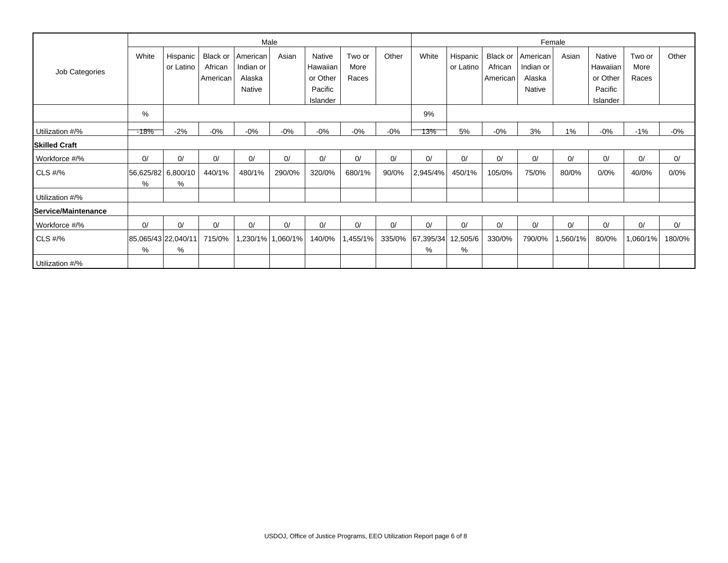| Job Categories | Male | | | | | | | | Female | | | | | | | |
|---|---|---|---|---|---|---|---|---|---|---|---|---|---|---|---|---|
| | White | Hispanic or Latino | Black or African American | American Indian or Alaska Native | Asian | Native Hawaiian or Other Pacific Islander | Two or More Races | Other | White | Hispanic or Latino | Black or African American | American Indian or Alaska Native | Asian | Native Hawaiian or Other Pacific Islander | Two or More Races | Other |
| | % | | | | | | | | 9% | | | | | | | |
| Utilization #/% | -18% | -2% | -0% | -0% | -0% | -0% | -0% | -0% | 13% | 5% | -0% | 3% | 1% | -0% | -1% | -0% |
| **Skilled Craft** | | | | | | | | | | | | | | | | |
| Workforce #/% | 0/ | 0/ | 0/ | 0/ | 0/ | 0/ | 0/ | 0/ | 0/ | 0/ | 0/ | 0/ | 0/ | 0/ | 0/ | 0/ |
| CLS #/% | 56,625/82% | 6,800/10% | 440/1% | 480/1% | 290/0% | 320/0% | 680/1% | 90/0% | 2,945/4% | 450/1% | 105/0% | 75/0% | 80/0% | 0/0% | 40/0% | 0/0% |
| Utilization #/% | | | | | | | | | | | | | | | | |
| **Service/Maintenance** | | | | | | | | | | | | | | | | |
| Workforce #/% | 0/ | 0/ | 0/ | 0/ | 0/ | 0/ | 0/ | 0/ | 0/ | 0/ | 0/ | 0/ | 0/ | 0/ | 0/ | 0/ |
| CLS #/% | 85,065/43% | 22,040/11% | 715/0% | 1,230/1% | 1,060/1% | 140/0% | 1,455/1% | 335/0% | 67,395/34% | 12,505/6% | 330/0% | 790/0% | 1,560/1% | 80/0% | 1,060/1% | 180/0% |
| Utilization #/% | | | | | | | | | | | | | | | | |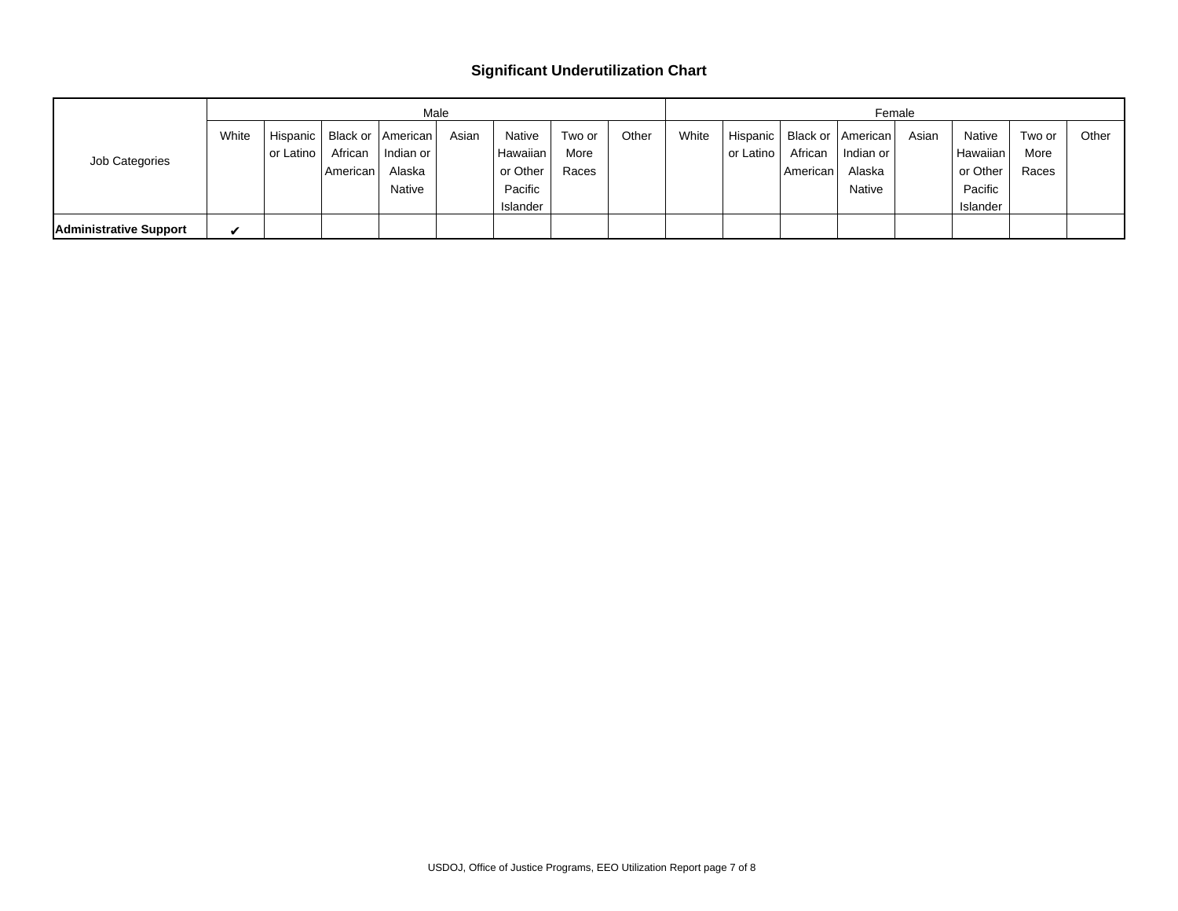## Significant Underutilization Chart

| Job Categories | Male | | | | | | | | Female | | | | | | | |
|---|---|---|---|---|---|---|---|---|---|---|---|---|---|---|---|---|
| | White | Hispanic or Latino | Black or African American | American Indian or Alaska Native | Asian | Native Hawaiian or Other Pacific Islander | Two or More Races | Other | White | Hispanic or Latino | Black or African American | American Indian or Alaska Native | Asian | Native Hawaiian or Other Pacific Islander | Two or More Races | Other |
| **Administrative Support** | ✔ | | | | | | | | | | | | | | | |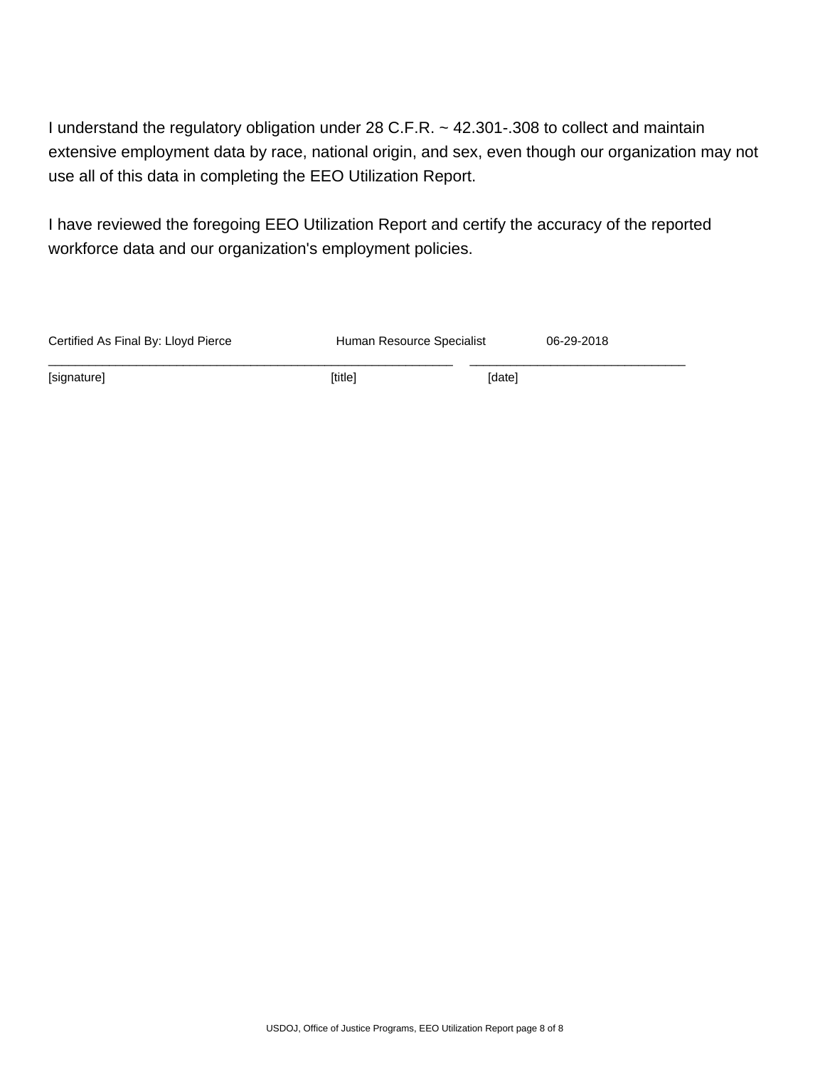I understand the regulatory obligation under 28 C.F.R. ~ 42.301-.308 to collect and maintain extensive employment data by race, national origin, and sex, even though our organization may not use all of this data in completing the EEO Utilization Report.

I have reviewed the foregoing EEO Utilization Report and certify the accuracy of the reported workforce data and our organization's employment policies.

Certified As Final By: Lloyd Pierce Human Resource Specialist 06-29-2018

____________________________________________________________ ________________________________

[signature] [title] [date]